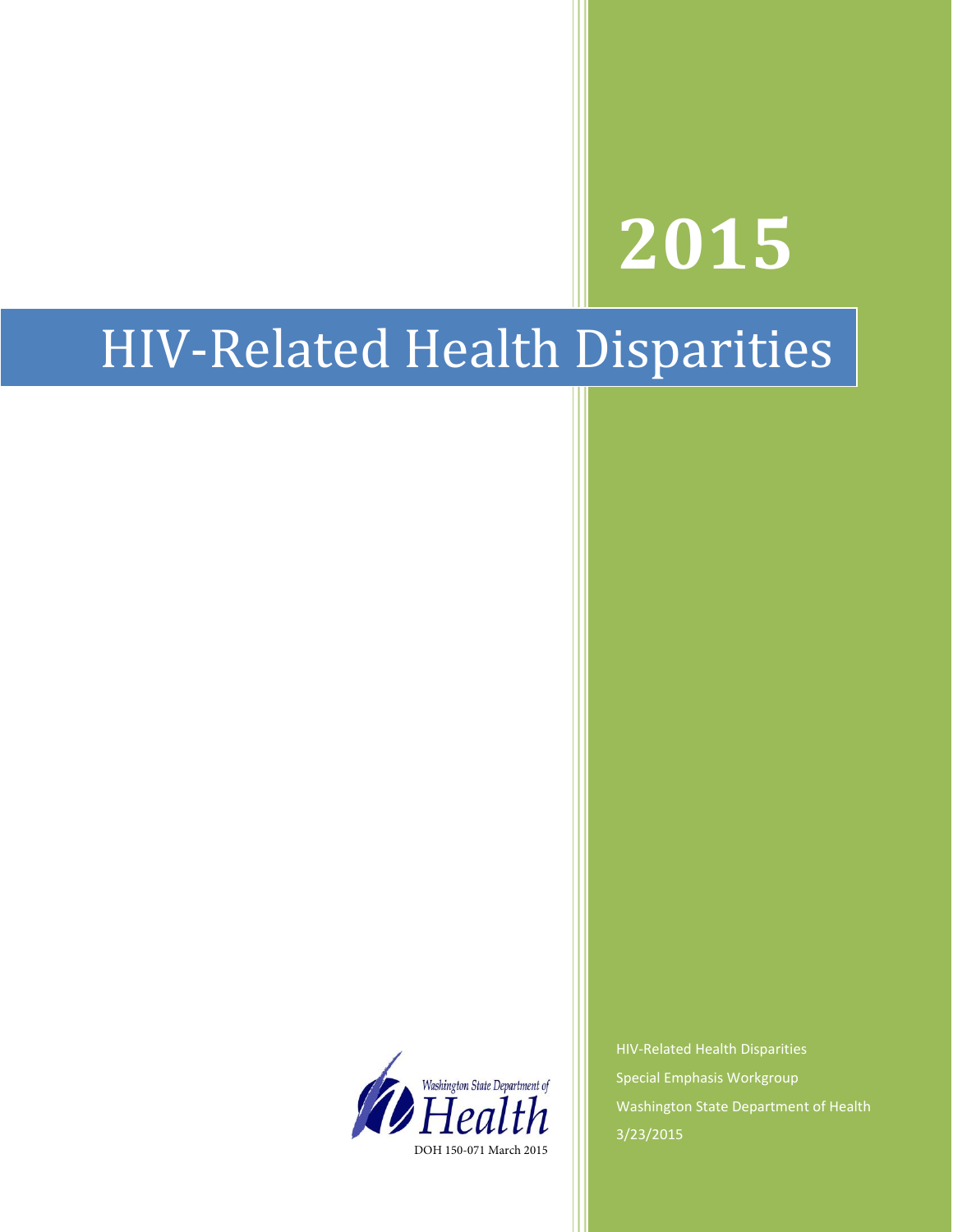# 2015

# HIV-Related Health Disparities

Washington State Department of Health

DOH 150-071 March 2015

HIV-Related Health Disparities

Special Emphasis Workgroup

Washington State Department of Health

3/23/2015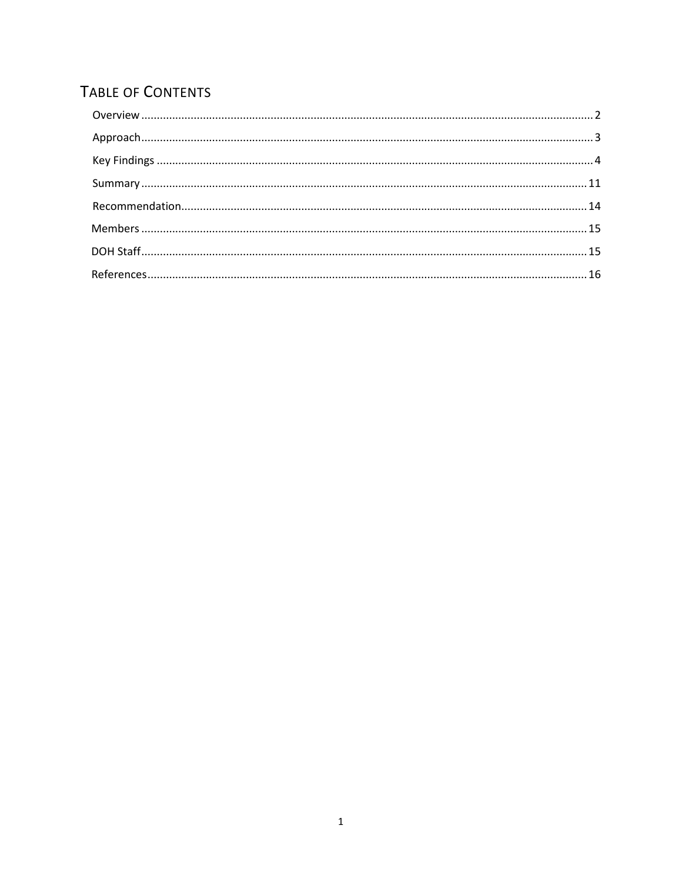# TABLE OF CONTENTS

Overview ........................................................................ 2

Approach ........................................................................ 3

Key Findings ........................................................................ 4

Summary ........................................................................ 11

Recommendation ........................................................................ 14

Members ........................................................................ 15

DOH Staff ........................................................................ 15

References ........................................................................ 16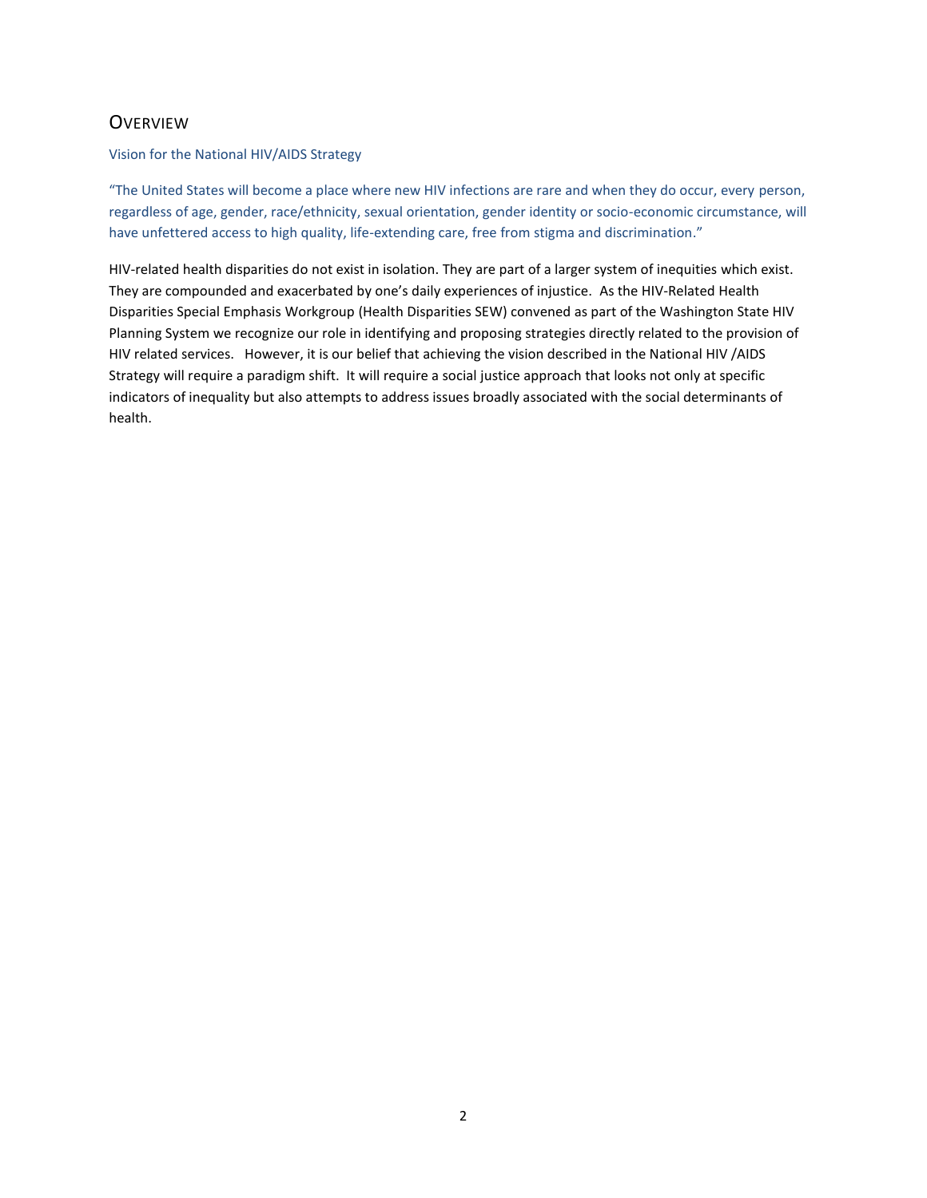## Overview

### Vision for the National HIV/AIDS Strategy

"The United States will become a place where new HIV infections are rare and when they do occur, every person, regardless of age, gender, race/ethnicity, sexual orientation, gender identity or socio-economic circumstance, will have unfettered access to high quality, life-extending care, free from stigma and discrimination."

HIV-related health disparities do not exist in isolation. They are part of a larger system of inequities which exist. They are compounded and exacerbated by one's daily experiences of injustice. As the HIV-Related Health Disparities Special Emphasis Workgroup (Health Disparities SEW) convened as part of the Washington State HIV Planning System we recognize our role in identifying and proposing strategies directly related to the provision of HIV related services. However, it is our belief that achieving the vision described in the National HIV /AIDS Strategy will require a paradigm shift. It will require a social justice approach that looks not only at specific indicators of inequality but also attempts to address issues broadly associated with the social determinants of health.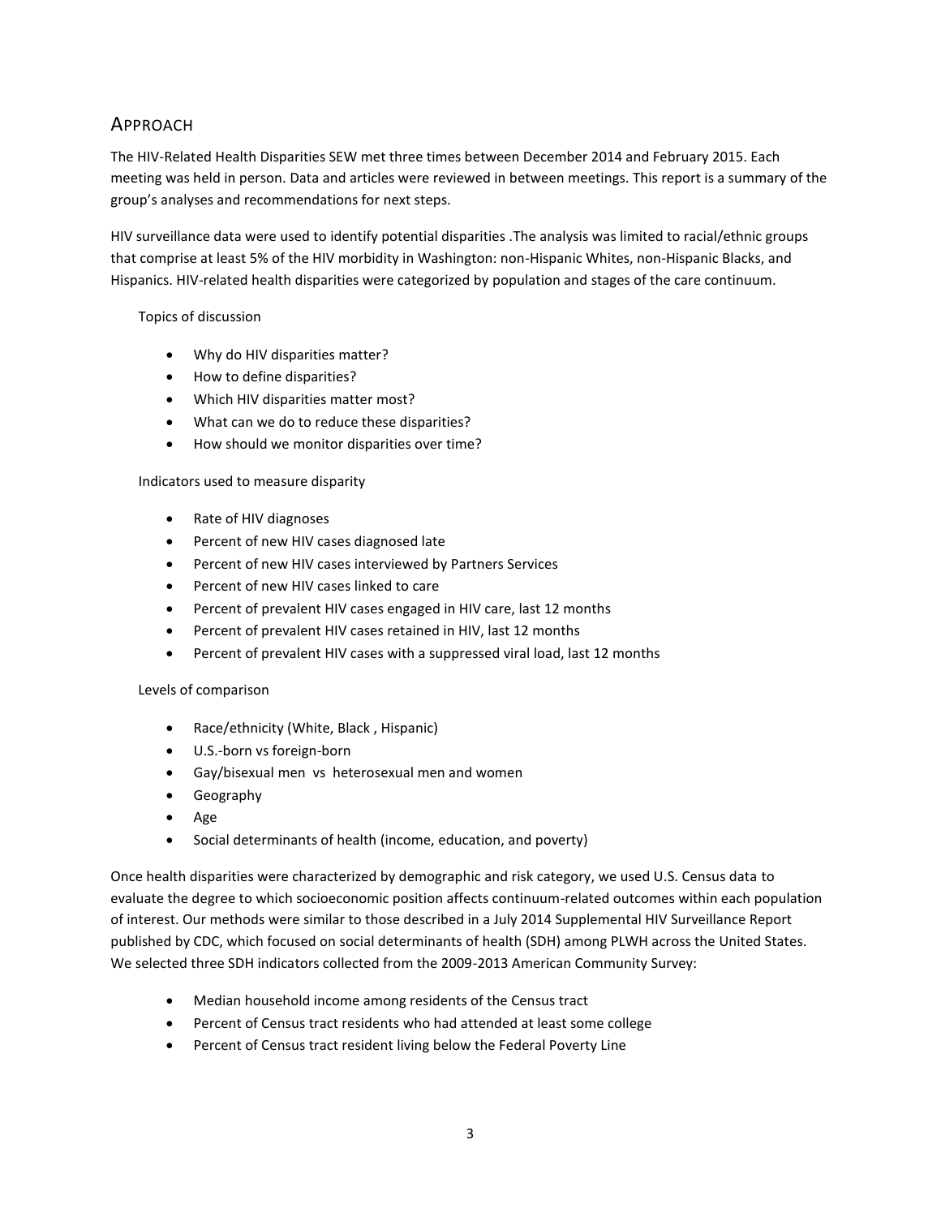## APPROACH

The HIV-Related Health Disparities SEW met three times between December 2014 and February 2015. Each meeting was held in person. Data and articles were reviewed in between meetings. This report is a summary of the group's analyses and recommendations for next steps.

HIV surveillance data were used to identify potential disparities .The analysis was limited to racial/ethnic groups that comprise at least 5% of the HIV morbidity in Washington: non-Hispanic Whites, non-Hispanic Blacks, and Hispanics. HIV-related health disparities were categorized by population and stages of the care continuum.

Topics of discussion

- Why do HIV disparities matter?
- How to define disparities?
- Which HIV disparities matter most?
- What can we do to reduce these disparities?
- How should we monitor disparities over time?

Indicators used to measure disparity

- Rate of HIV diagnoses
- Percent of new HIV cases diagnosed late
- Percent of new HIV cases interviewed by Partners Services
- Percent of new HIV cases linked to care
- Percent of prevalent HIV cases engaged in HIV care, last 12 months
- Percent of prevalent HIV cases retained in HIV, last 12 months
- Percent of prevalent HIV cases with a suppressed viral load, last 12 months

Levels of comparison

- Race/ethnicity (White, Black , Hispanic)
- U.S.-born vs foreign-born
- Gay/bisexual men vs heterosexual men and women
- Geography
- Age
- Social determinants of health (income, education, and poverty)

Once health disparities were characterized by demographic and risk category, we used U.S. Census data to evaluate the degree to which socioeconomic position affects continuum-related outcomes within each population of interest. Our methods were similar to those described in a July 2014 Supplemental HIV Surveillance Report published by CDC, which focused on social determinants of health (SDH) among PLWH across the United States. We selected three SDH indicators collected from the 2009-2013 American Community Survey:

- Median household income among residents of the Census tract
- Percent of Census tract residents who had attended at least some college
- Percent of Census tract resident living below the Federal Poverty Line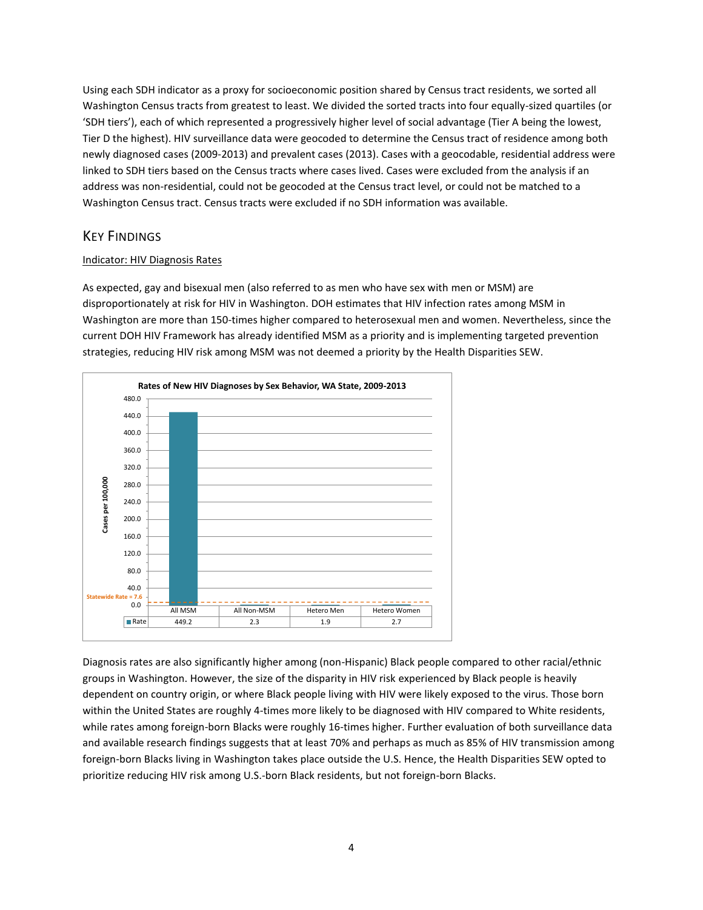Using each SDH indicator as a proxy for socioeconomic position shared by Census tract residents, we sorted all Washington Census tracts from greatest to least. We divided the sorted tracts into four equally-sized quartiles (or 'SDH tiers'), each of which represented a progressively higher level of social advantage (Tier A being the lowest, Tier D the highest). HIV surveillance data were geocoded to determine the Census tract of residence among both newly diagnosed cases (2009-2013) and prevalent cases (2013). Cases with a geocodable, residential address were linked to SDH tiers based on the Census tracts where cases lived. Cases were excluded from the analysis if an address was non-residential, could not be geocoded at the Census tract level, or could not be matched to a Washington Census tract. Census tracts were excluded if no SDH information was available.

## Key Findings

### Indicator: HIV Diagnosis Rates

As expected, gay and bisexual men (also referred to as men who have sex with men or MSM) are disproportionately at risk for HIV in Washington. DOH estimates that HIV infection rates among MSM in Washington are more than 150-times higher compared to heterosexual men and women. Nevertheless, since the current DOH HIV Framework has already identified MSM as a priority and is implementing targeted prevention strategies, reducing HIV risk among MSM was not deemed a priority by the Health Disparities SEW.

**Rates of New HIV Diagnoses by Sex Behavior, WA State, 2009-2013**

Cases per 100,000 (Statewide Rate = 7.6)

| | All MSM | All Non-MSM | Hetero Men | Hetero Women |
|---|---|---|---|---|
| Rate | 449.2 | 2.3 | 1.9 | 2.7 |

Diagnosis rates are also significantly higher among (non-Hispanic) Black people compared to other racial/ethnic groups in Washington. However, the size of the disparity in HIV risk experienced by Black people is heavily dependent on country origin, or where Black people living with HIV were likely exposed to the virus. Those born within the United States are roughly 4-times more likely to be diagnosed with HIV compared to White residents, while rates among foreign-born Blacks were roughly 16-times higher. Further evaluation of both surveillance data and available research findings suggests that at least 70% and perhaps as much as 85% of HIV transmission among foreign-born Blacks living in Washington takes place outside the U.S. Hence, the Health Disparities SEW opted to prioritize reducing HIV risk among U.S.-born Black residents, but not foreign-born Blacks.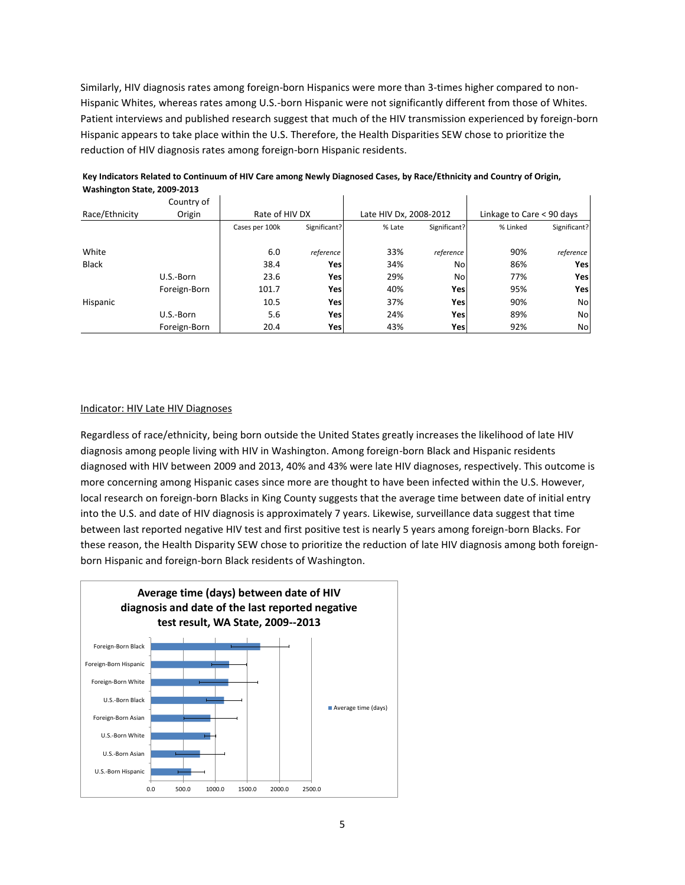Similarly, HIV diagnosis rates among foreign-born Hispanics were more than 3-times higher compared to non-Hispanic Whites, whereas rates among U.S.-born Hispanic were not significantly different from those of Whites. Patient interviews and published research suggest that much of the HIV transmission experienced by foreign-born Hispanic appears to take place within the U.S. Therefore, the Health Disparities SEW chose to prioritize the reduction of HIV diagnosis rates among foreign-born Hispanic residents.

**Key Indicators Related to Continuum of HIV Care among Newly Diagnosed Cases, by Race/Ethnicity and Country of Origin, Washington State, 2009-2013**

| Race/Ethnicity | Country of Origin | Rate of HIV DX | | Late HIV Dx, 2008-2012 | | Linkage to Care < 90 days | |
|---|---|---|---|---|---|---|---|
| | | Cases per 100k | Significant? | % Late | Significant? | % Linked | Significant? |
| White | | 6.0 | *reference* | 33% | *reference* | 90% | *reference* |
| Black | | 38.4 | **Yes** | 34% | No | 86% | **Yes** |
| | U.S.-Born | 23.6 | **Yes** | 29% | No | 77% | **Yes** |
| | Foreign-Born | 101.7 | **Yes** | 40% | **Yes** | 95% | **Yes** |
| Hispanic | | 10.5 | **Yes** | 37% | **Yes** | 90% | No |
| | U.S.-Born | 5.6 | **Yes** | 24% | **Yes** | 89% | No |
| | Foreign-Born | 20.4 | **Yes** | 43% | **Yes** | 92% | No |

Indicator: HIV Late HIV Diagnoses

Regardless of race/ethnicity, being born outside the United States greatly increases the likelihood of late HIV diagnosis among people living with HIV in Washington. Among foreign-born Black and Hispanic residents diagnosed with HIV between 2009 and 2013, 40% and 43% were late HIV diagnoses, respectively. This outcome is more concerning among Hispanic cases since more are thought to have been infected within the U.S. However, local research on foreign-born Blacks in King County suggests that the average time between date of initial entry into the U.S. and date of HIV diagnosis is approximately 7 years. Likewise, surveillance data suggest that time between last reported negative HIV test and first positive test is nearly 5 years among foreign-born Blacks. For these reason, the Health Disparity SEW chose to prioritize the reduction of late HIV diagnosis among both foreign-born Hispanic and foreign-born Black residents of Washington.

**Average time (days) between date of HIV diagnosis and date of the last reported negative test result, WA State, 2009--2013**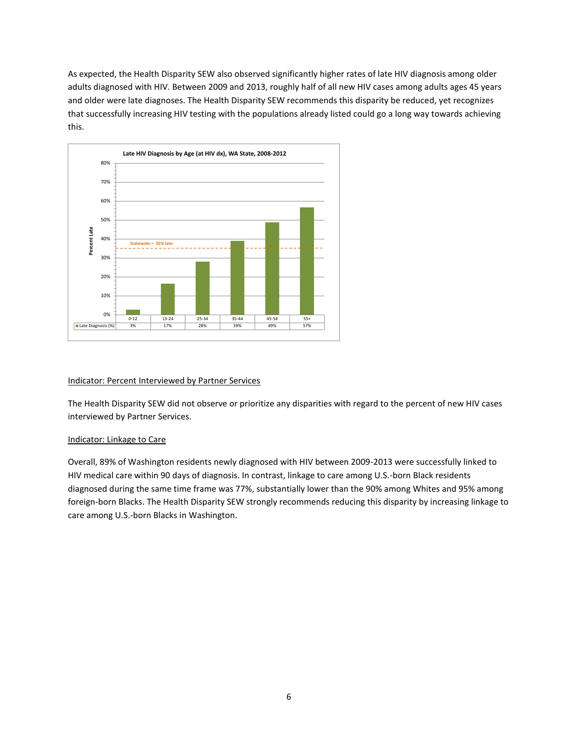As expected, the Health Disparity SEW also observed significantly higher rates of late HIV diagnosis among older adults diagnosed with HIV. Between 2009 and 2013, roughly half of all new HIV cases among adults ages 45 years and older were late diagnoses. The Health Disparity SEW recommends this disparity be reduced, yet recognizes that successfully increasing HIV testing with the populations already listed could go a long way towards achieving this.

**Late HIV Diagnosis by Age (at HIV dx), WA State, 2008-2012**

Statewide = 35% late

| | 0-12 | 13-24 | 25-34 | 35-44 | 45-54 | 55+ |
|---|---|---|---|---|---|---|
| Late Diagnosis (%) | 3% | 17% | 28% | 39% | 49% | 57% |

Indicator: Percent Interviewed by Partner Services

The Health Disparity SEW did not observe or prioritize any disparities with regard to the percent of new HIV cases interviewed by Partner Services.

Indicator: Linkage to Care

Overall, 89% of Washington residents newly diagnosed with HIV between 2009-2013 were successfully linked to HIV medical care within 90 days of diagnosis. In contrast, linkage to care among U.S.-born Black residents diagnosed during the same time frame was 77%, substantially lower than the 90% among Whites and 95% among foreign-born Blacks. The Health Disparity SEW strongly recommends reducing this disparity by increasing linkage to care among U.S.-born Blacks in Washington.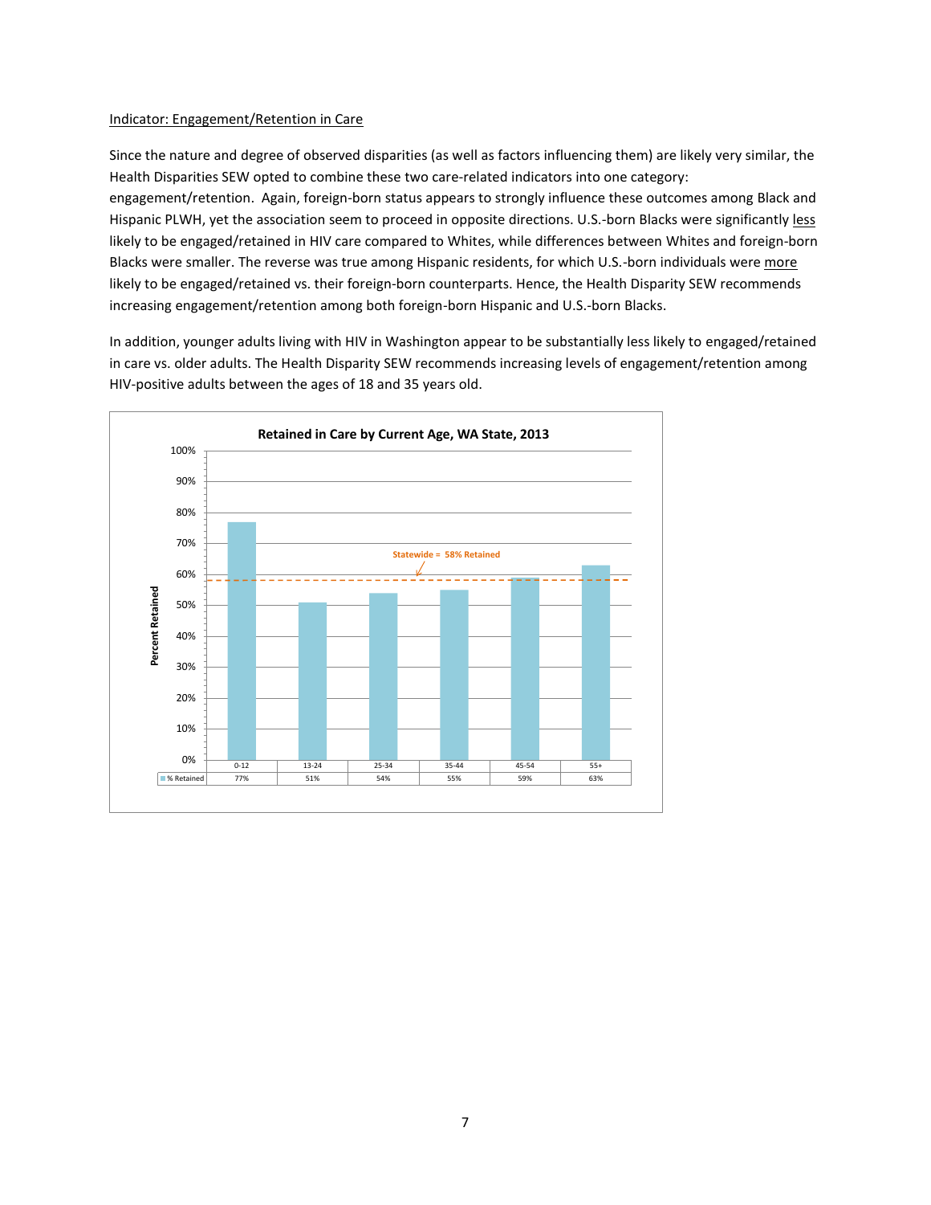Indicator: Engagement/Retention in Care

Since the nature and degree of observed disparities (as well as factors influencing them) are likely very similar, the Health Disparities SEW opted to combine these two care-related indicators into one category: engagement/retention. Again, foreign-born status appears to strongly influence these outcomes among Black and Hispanic PLWH, yet the association seem to proceed in opposite directions. U.S.-born Blacks were significantly less likely to be engaged/retained in HIV care compared to Whites, while differences between Whites and foreign-born Blacks were smaller. The reverse was true among Hispanic residents, for which U.S.-born individuals were more likely to be engaged/retained vs. their foreign-born counterparts. Hence, the Health Disparity SEW recommends increasing engagement/retention among both foreign-born Hispanic and U.S.-born Blacks.

In addition, younger adults living with HIV in Washington appear to be substantially less likely to engaged/retained in care vs. older adults. The Health Disparity SEW recommends increasing levels of engagement/retention among HIV-positive adults between the ages of 18 and 35 years old.

**Retained in Care by Current Age, WA State, 2013**

Statewide = 58% Retained

| | 0-12 | 13-24 | 25-34 | 35-44 | 45-54 | 55+ |
|---|---|---|---|---|---|---|
| % Retained | 77% | 51% | 54% | 55% | 59% | 63% |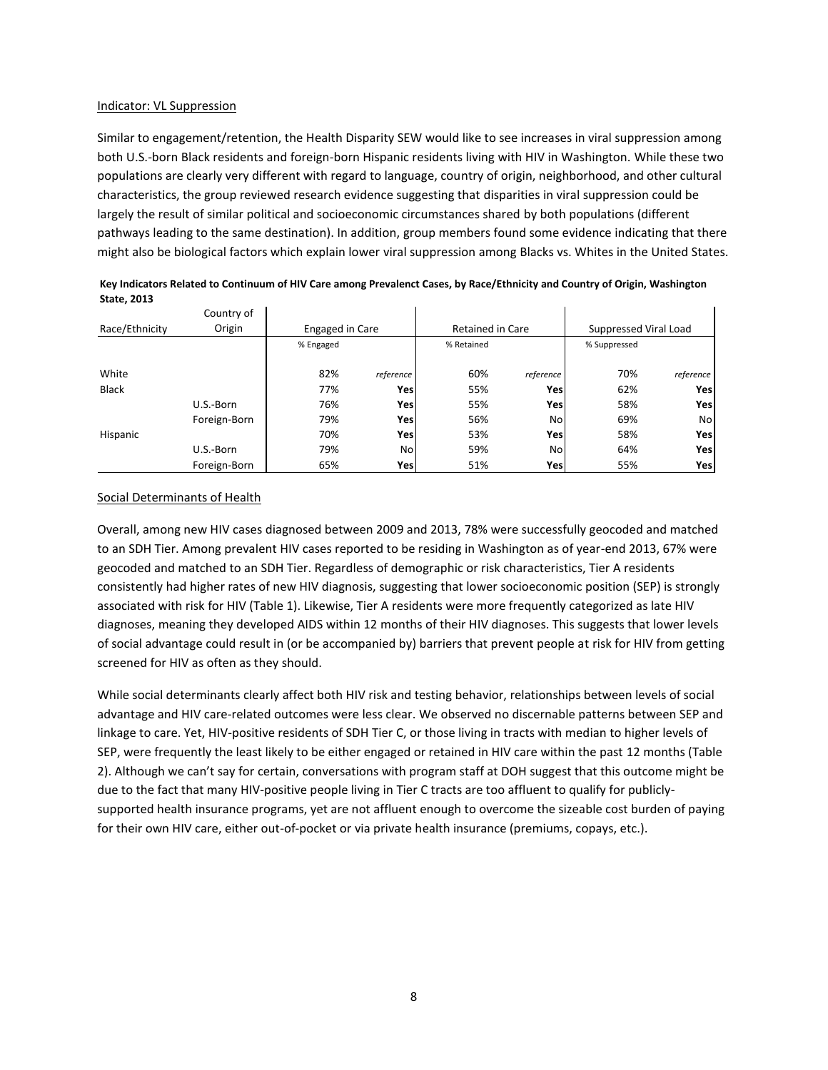Indicator: VL Suppression

Similar to engagement/retention, the Health Disparity SEW would like to see increases in viral suppression among both U.S.-born Black residents and foreign-born Hispanic residents living with HIV in Washington. While these two populations are clearly very different with regard to language, country of origin, neighborhood, and other cultural characteristics, the group reviewed research evidence suggesting that disparities in viral suppression could be largely the result of similar political and socioeconomic circumstances shared by both populations (different pathways leading to the same destination). In addition, group members found some evidence indicating that there might also be biological factors which explain lower viral suppression among Blacks vs. Whites in the United States.

**Key Indicators Related to Continuum of HIV Care among Prevalenct Cases, by Race/Ethnicity and Country of Origin, Washington State, 2013**

| Race/Ethnicity | Country of Origin | Engaged in Care | | Retained in Care | | Suppressed Viral Load | |
|---|---|---|---|---|---|---|---|
| | | % Engaged | | % Retained | | % Suppressed | |
| White | | 82% | *reference* | 60% | *reference* | 70% | *reference* |
| Black | | 77% | **Yes** | 55% | **Yes** | 62% | **Yes** |
| | U.S.-Born | 76% | **Yes** | 55% | **Yes** | 58% | **Yes** |
| | Foreign-Born | 79% | **Yes** | 56% | No | 69% | No |
| Hispanic | | 70% | **Yes** | 53% | **Yes** | 58% | **Yes** |
| | U.S.-Born | 79% | No | 59% | No | 64% | **Yes** |
| | Foreign-Born | 65% | **Yes** | 51% | **Yes** | 55% | **Yes** |

Social Determinants of Health

Overall, among new HIV cases diagnosed between 2009 and 2013, 78% were successfully geocoded and matched to an SDH Tier. Among prevalent HIV cases reported to be residing in Washington as of year-end 2013, 67% were geocoded and matched to an SDH Tier. Regardless of demographic or risk characteristics, Tier A residents consistently had higher rates of new HIV diagnosis, suggesting that lower socioeconomic position (SEP) is strongly associated with risk for HIV (Table 1). Likewise, Tier A residents were more frequently categorized as late HIV diagnoses, meaning they developed AIDS within 12 months of their HIV diagnoses. This suggests that lower levels of social advantage could result in (or be accompanied by) barriers that prevent people at risk for HIV from getting screened for HIV as often as they should.

While social determinants clearly affect both HIV risk and testing behavior, relationships between levels of social advantage and HIV care-related outcomes were less clear. We observed no discernable patterns between SEP and linkage to care. Yet, HIV-positive residents of SDH Tier C, or those living in tracts with median to higher levels of SEP, were frequently the least likely to be either engaged or retained in HIV care within the past 12 months (Table 2). Although we can't say for certain, conversations with program staff at DOH suggest that this outcome might be due to the fact that many HIV-positive people living in Tier C tracts are too affluent to qualify for publicly-supported health insurance programs, yet are not affluent enough to overcome the sizeable cost burden of paying for their own HIV care, either out-of-pocket or via private health insurance (premiums, copays, etc.).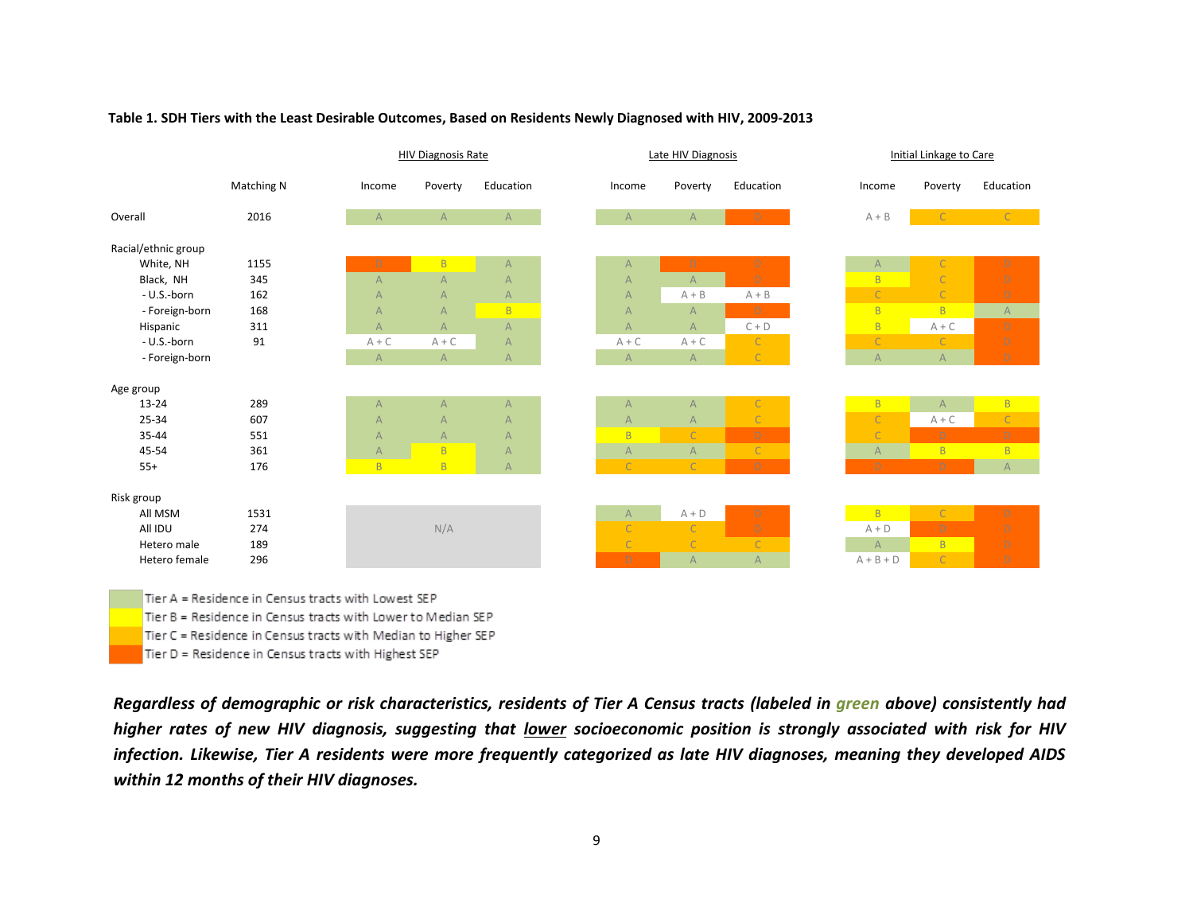**Table 1. SDH Tiers with the Least Desirable Outcomes, Based on Residents Newly Diagnosed with HIV, 2009-2013**

| | Matching N | HIV Diagnosis Rate | | | Late HIV Diagnosis | | | Initial Linkage to Care | | |
|---|---|---|---|---|---|---|---|---|---|---|
| | | Income | Poverty | Education | Income | Poverty | Education | Income | Poverty | Education |
| Overall | 2016 | A | A | A | A | A | D | A + B | C | C |
| **Racial/ethnic group** | | | | | | | | | | |
| White, NH | 1155 | D | B | A | A | D | D | A | C | D |
| Black, NH | 345 | A | A | A | A | A | D | B | C | D |
| - U.S.-born | 162 | A | A | A | A | A + B | A + B | C | C | D |
| - Foreign-born | 168 | A | A | B | A | A | D | B | B | A |
| Hispanic | 311 | A | A | A | A | A | C + D | B | A + C | D |
| - U.S.-born | 91 | A + C | A + C | A | A + C | A + C | C | C | C | D |
| - Foreign-born | | A | A | A | A | A | C | A | A | D |
| **Age group** | | | | | | | | | | |
| 13-24 | 289 | A | A | A | A | A | C | B | A | B |
| 25-34 | 607 | A | A | A | A | A | C | C | A + C | C |
| 35-44 | 551 | A | A | A | B | C | D | C | D | D |
| 45-54 | 361 | A | B | A | A | A | C | A | B | B |
| 55+ | 176 | B | B | A | C | C | D | D | D | A |
| **Risk group** | | | | | | | | | | |
| All MSM | 1531 | N/A | | | A | A + D | D | B | C | D |
| All IDU | 274 | | | | C | C | D | A + D | D | D |
| Hetero male | 189 | | | | C | C | C | A | B | D |
| Hetero female | 296 | | | | D | A | A | A + B + D | C | D |

Tier A = Residence in Census tracts with Lowest SEP
Tier B = Residence in Census tracts with Lower to Median SEP
Tier C = Residence in Census tracts with Median to Higher SEP
Tier D = Residence in Census tracts with Highest SEP

***Regardless of demographic or risk characteristics, residents of Tier A Census tracts (labeled in green above) consistently had higher rates of new HIV diagnosis, suggesting that lower socioeconomic position is strongly associated with risk for HIV infection. Likewise, Tier A residents were more frequently categorized as late HIV diagnoses, meaning they developed AIDS within 12 months of their HIV diagnoses.***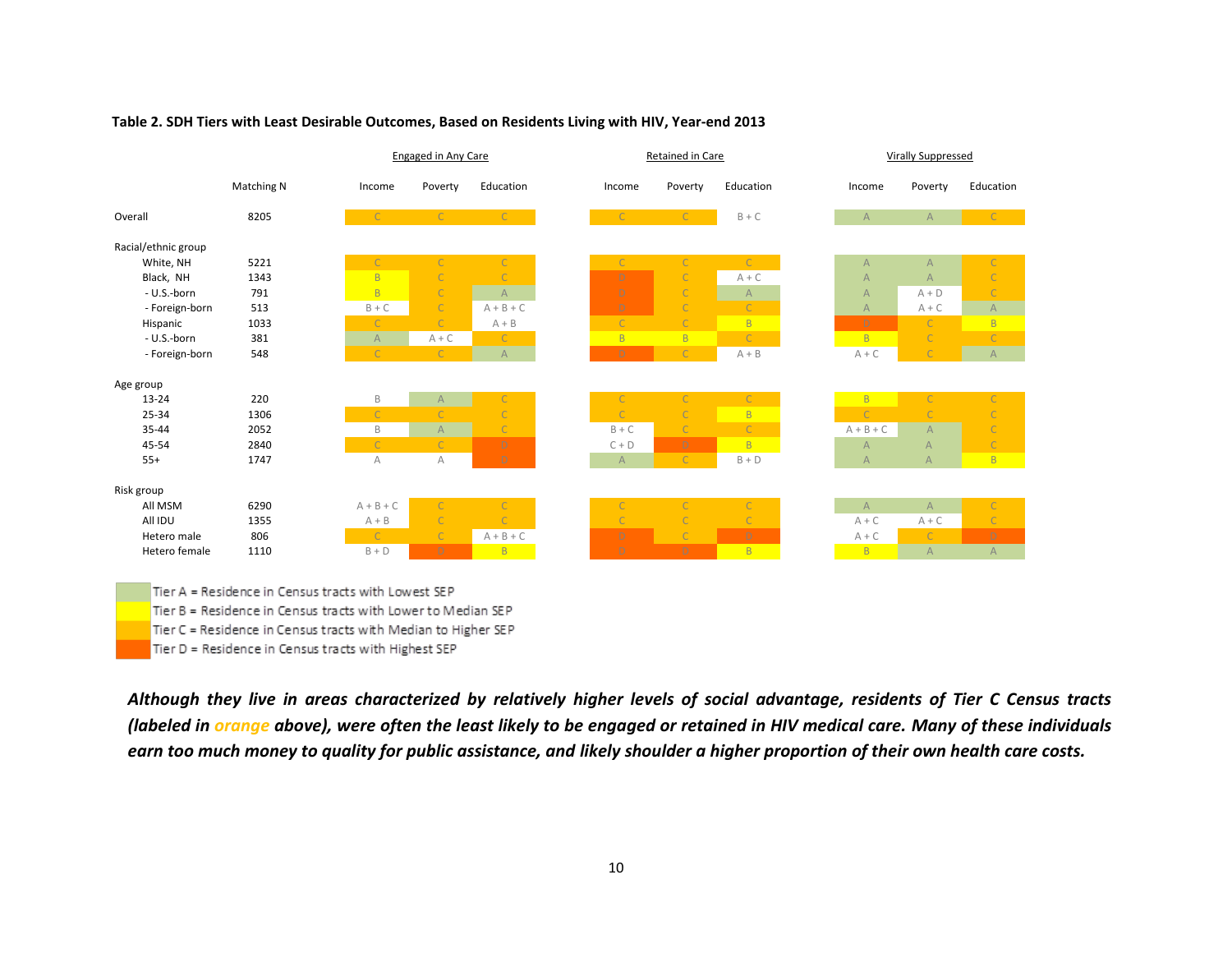**Table 2. SDH Tiers with Least Desirable Outcomes, Based on Residents Living with HIV, Year-end 2013**

| | Matching N | Engaged in Any Care | | | Retained in Care | | | Virally Suppressed | | |
|---|---|---|---|---|---|---|---|---|---|---|
| | | Income | Poverty | Education | Income | Poverty | Education | Income | Poverty | Education |
| Overall | 8205 | C | C | C | C | C | B + C | A | A | C |
| **Racial/ethnic group** | | | | | | | | | | |
| White, NH | 5221 | C | C | C | C | C | C | A | A | C |
| Black, NH | 1343 | B | C | C | D | C | A + C | A | A | C |
| - U.S.-born | 791 | B | C | A | D | C | A | A | A + D | C |
| - Foreign-born | 513 | B + C | C | A + B + C | D | C | C | A | A + C | A |
| Hispanic | 1033 | C | C | A + B | C | C | B | D | C | B |
| - U.S.-born | 381 | A | A + C | C | B | B | C | B | C | C |
| - Foreign-born | 548 | C | C | A | D | C | A + B | A + C | C | A |
| **Age group** | | | | | | | | | | |
| 13-24 | 220 | B | A | C | C | C | C | B | C | C |
| 25-34 | 1306 | C | C | C | C | C | B | C | C | C |
| 35-44 | 2052 | B | A | C | B + C | C | C | A + B + C | A | C |
| 45-54 | 2840 | C | C | D | C + D | D | B | A | A | C |
| 55+ | 1747 | A | A | D | A | C | B + D | A | A | B |
| **Risk group** | | | | | | | | | | |
| All MSM | 6290 | A + B + C | C | C | C | C | C | A | A | C |
| All IDU | 1355 | A + B | C | C | C | C | C | A + C | A + C | C |
| Hetero male | 806 | C | C | A + B + C | D | C | D | A + C | C | D |
| Hetero female | 1110 | B + D | D | B | D | D | B | B | A | A |

Tier A = Residence in Census tracts with Lowest SEP
Tier B = Residence in Census tracts with Lower to Median SEP
Tier C = Residence in Census tracts with Median to Higher SEP
Tier D = Residence in Census tracts with Highest SEP

***Although they live in areas characterized by relatively higher levels of social advantage, residents of Tier C Census tracts (labeled in orange above), were often the least likely to be engaged or retained in HIV medical care. Many of these individuals earn too much money to quality for public assistance, and likely shoulder a higher proportion of their own health care costs.***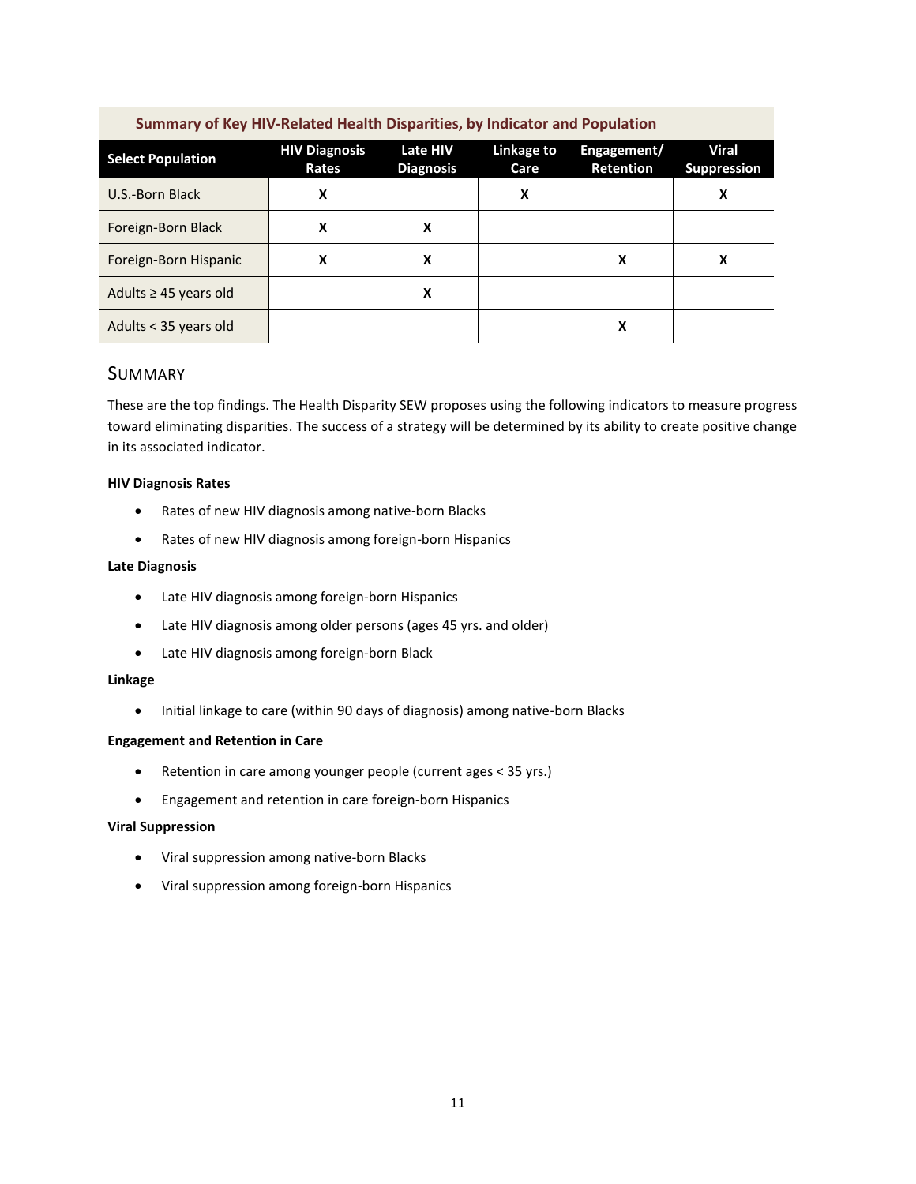**Summary of Key HIV-Related Health Disparities, by Indicator and Population**

| Select Population | HIV Diagnosis Rates | Late HIV Diagnosis | Linkage to Care | Engagement/ Retention | Viral Suppression |
|---|---|---|---|---|---|
| U.S.-Born Black | X | | X | | X |
| Foreign-Born Black | X | X | | | |
| Foreign-Born Hispanic | X | X | | X | X |
| Adults ≥ 45 years old | | X | | | |
| Adults < 35 years old | | | | X | |

## Summary

These are the top findings. The Health Disparity SEW proposes using the following indicators to measure progress toward eliminating disparities. The success of a strategy will be determined by its ability to create positive change in its associated indicator.

**HIV Diagnosis Rates**

- Rates of new HIV diagnosis among native-born Blacks
- Rates of new HIV diagnosis among foreign-born Hispanics

**Late Diagnosis**

- Late HIV diagnosis among foreign-born Hispanics
- Late HIV diagnosis among older persons (ages 45 yrs. and older)
- Late HIV diagnosis among foreign-born Black

**Linkage**

- Initial linkage to care (within 90 days of diagnosis) among native-born Blacks

**Engagement and Retention in Care**

- Retention in care among younger people (current ages < 35 yrs.)
- Engagement and retention in care foreign-born Hispanics

**Viral Suppression**

- Viral suppression among native-born Blacks
- Viral suppression among foreign-born Hispanics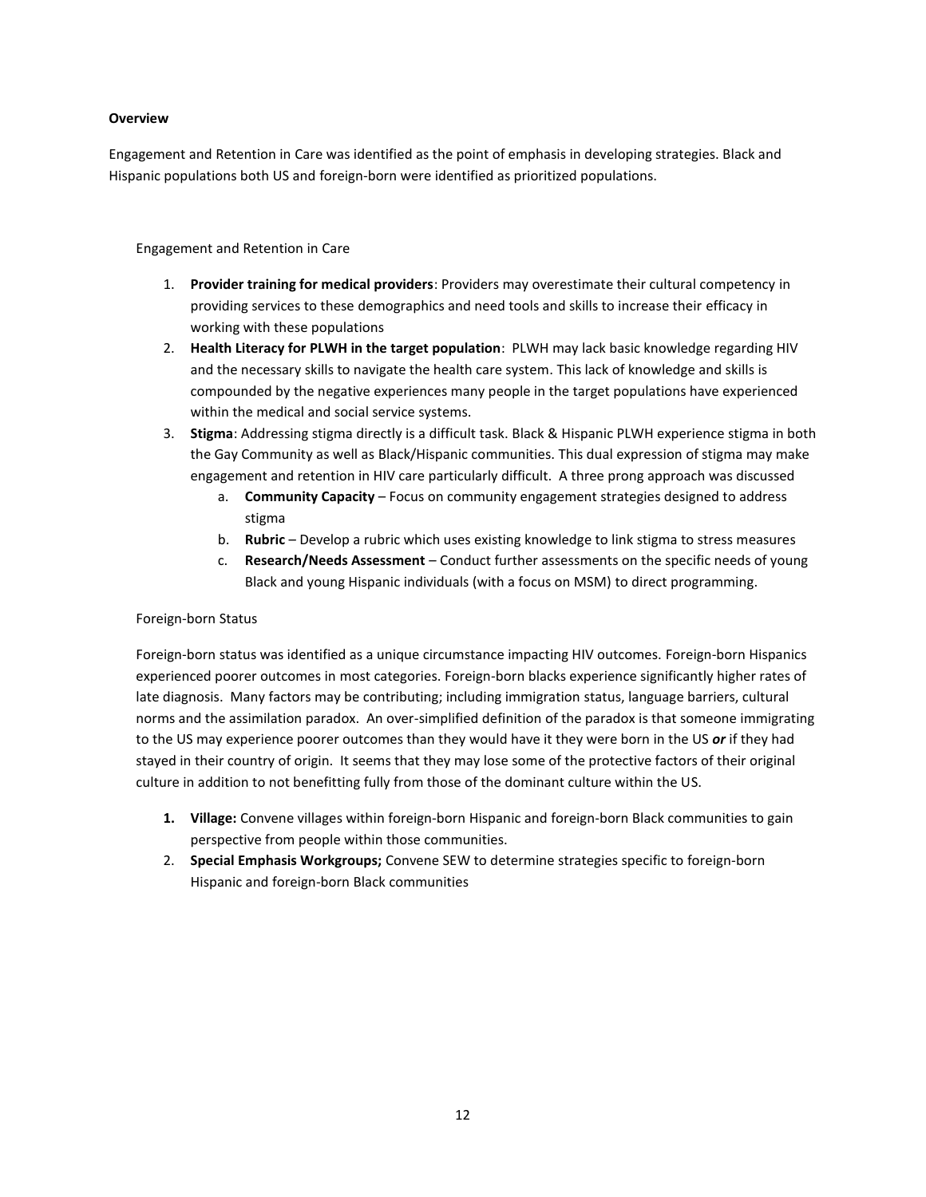**Overview**

Engagement and Retention in Care was identified as the point of emphasis in developing strategies. Black and Hispanic populations both US and foreign-born were identified as prioritized populations.

Engagement and Retention in Care

1. **Provider training for medical providers**: Providers may overestimate their cultural competency in providing services to these demographics and need tools and skills to increase their efficacy in working with these populations
2. **Health Literacy for PLWH in the target population**: PLWH may lack basic knowledge regarding HIV and the necessary skills to navigate the health care system. This lack of knowledge and skills is compounded by the negative experiences many people in the target populations have experienced within the medical and social service systems.
3. **Stigma**: Addressing stigma directly is a difficult task. Black & Hispanic PLWH experience stigma in both the Gay Community as well as Black/Hispanic communities. This dual expression of stigma may make engagement and retention in HIV care particularly difficult. A three prong approach was discussed
    a. **Community Capacity** – Focus on community engagement strategies designed to address stigma
    b. **Rubric** – Develop a rubric which uses existing knowledge to link stigma to stress measures
    c. **Research/Needs Assessment** – Conduct further assessments on the specific needs of young Black and young Hispanic individuals (with a focus on MSM) to direct programming.

Foreign-born Status

Foreign-born status was identified as a unique circumstance impacting HIV outcomes. Foreign-born Hispanics experienced poorer outcomes in most categories. Foreign-born blacks experience significantly higher rates of late diagnosis. Many factors may be contributing; including immigration status, language barriers, cultural norms and the assimilation paradox. An over-simplified definition of the paradox is that someone immigrating to the US may experience poorer outcomes than they would have it they were born in the US ***or*** if they had stayed in their country of origin. It seems that they may lose some of the protective factors of their original culture in addition to not benefitting fully from those of the dominant culture within the US.

1. **Village:** Convene villages within foreign-born Hispanic and foreign-born Black communities to gain perspective from people within those communities.
2. **Special Emphasis Workgroups;** Convene SEW to determine strategies specific to foreign-born Hispanic and foreign-born Black communities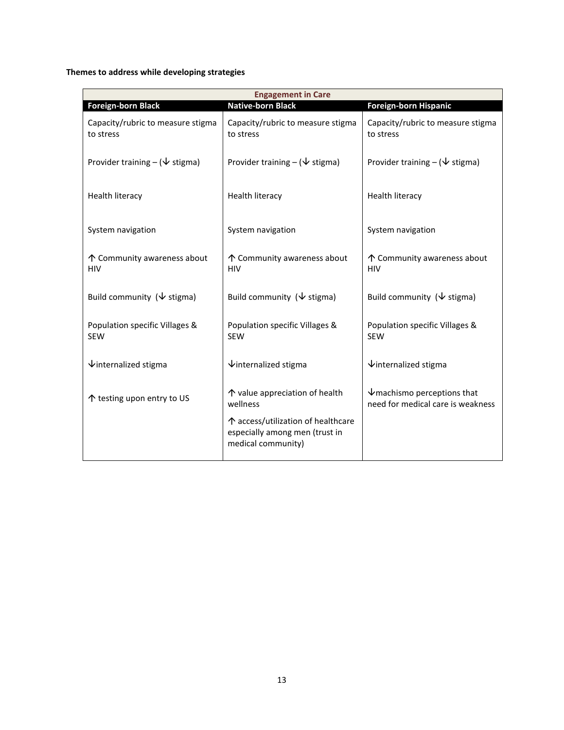**Themes to address while developing strategies**

| Engagement in Care | | |
|---|---|---|
| **Foreign-born Black** | **Native-born Black** | **Foreign-born Hispanic** |
| Capacity/rubric to measure stigma to stress | Capacity/rubric to measure stigma to stress | Capacity/rubric to measure stigma to stress |
| Provider training – (↓ stigma) | Provider training – (↓ stigma) | Provider training – (↓ stigma) |
| Health literacy | Health literacy | Health literacy |
| System navigation | System navigation | System navigation |
| ↑ Community awareness about HIV | ↑ Community awareness about HIV | ↑ Community awareness about HIV |
| Build community (↓ stigma) | Build community (↓ stigma) | Build community (↓ stigma) |
| Population specific Villages & SEW | Population specific Villages & SEW | Population specific Villages & SEW |
| ↓internalized stigma | ↓internalized stigma | ↓internalized stigma |
| ↑ testing upon entry to US | ↑ value appreciation of health wellness<br>↑ access/utilization of healthcare especially among men (trust in medical community) | ↓machismo perceptions that need for medical care is weakness |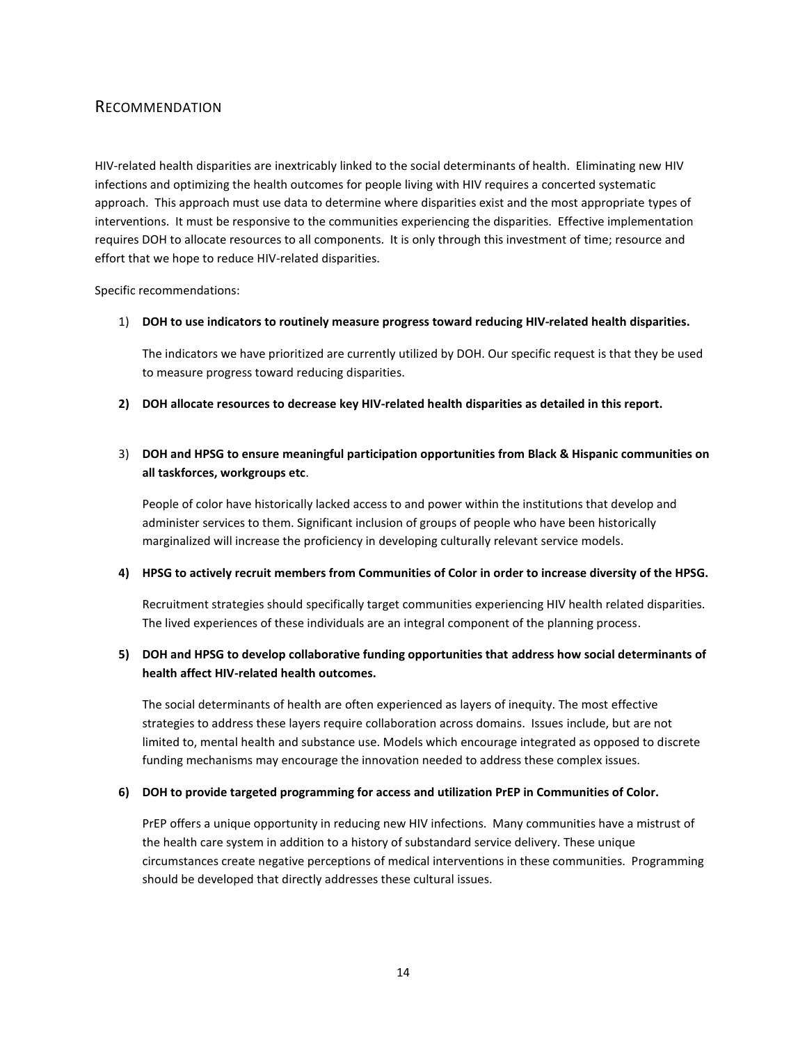## Recommendation

HIV-related health disparities are inextricably linked to the social determinants of health. Eliminating new HIV infections and optimizing the health outcomes for people living with HIV requires a concerted systematic approach. This approach must use data to determine where disparities exist and the most appropriate types of interventions. It must be responsive to the communities experiencing the disparities. Effective implementation requires DOH to allocate resources to all components. It is only through this investment of time; resource and effort that we hope to reduce HIV-related disparities.

Specific recommendations:

1) **DOH to use indicators to routinely measure progress toward reducing HIV-related health disparities.**

   The indicators we have prioritized are currently utilized by DOH. Our specific request is that they be used to measure progress toward reducing disparities.

2) **DOH allocate resources to decrease key HIV-related health disparities as detailed in this report.**

3) **DOH and HPSG to ensure meaningful participation opportunities from Black & Hispanic communities on all taskforces, workgroups etc**.

   People of color have historically lacked access to and power within the institutions that develop and administer services to them. Significant inclusion of groups of people who have been historically marginalized will increase the proficiency in developing culturally relevant service models.

4) **HPSG to actively recruit members from Communities of Color in order to increase diversity of the HPSG.**

   Recruitment strategies should specifically target communities experiencing HIV health related disparities. The lived experiences of these individuals are an integral component of the planning process.

5) **DOH and HPSG to develop collaborative funding opportunities that address how social determinants of health affect HIV-related health outcomes.**

   The social determinants of health are often experienced as layers of inequity. The most effective strategies to address these layers require collaboration across domains. Issues include, but are not limited to, mental health and substance use. Models which encourage integrated as opposed to discrete funding mechanisms may encourage the innovation needed to address these complex issues.

6) **DOH to provide targeted programming for access and utilization PrEP in Communities of Color.**

   PrEP offers a unique opportunity in reducing new HIV infections. Many communities have a mistrust of the health care system in addition to a history of substandard service delivery. These unique circumstances create negative perceptions of medical interventions in these communities. Programming should be developed that directly addresses these cultural issues.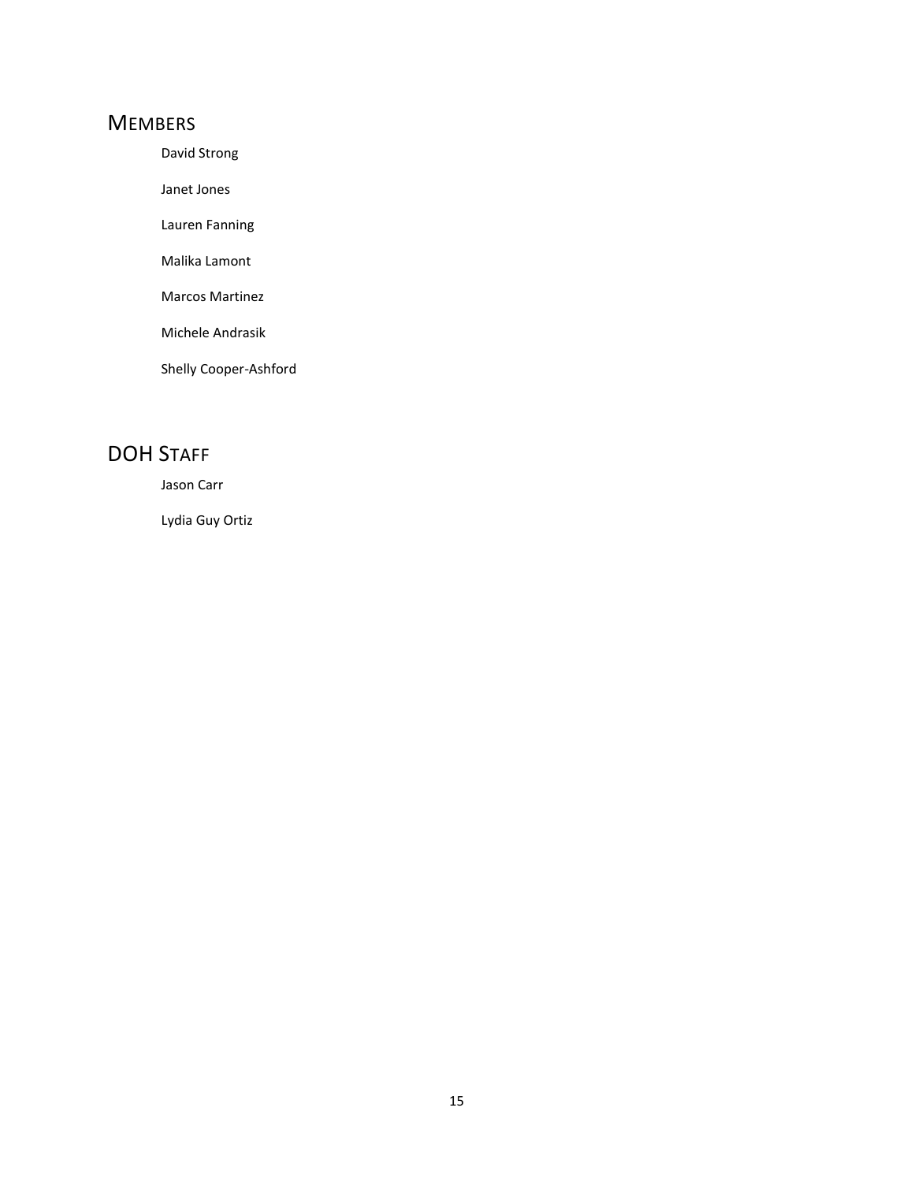## Members

David Strong

Janet Jones

Lauren Fanning

Malika Lamont

Marcos Martinez

Michele Andrasik

Shelly Cooper-Ashford

## DOH Staff

Jason Carr

Lydia Guy Ortiz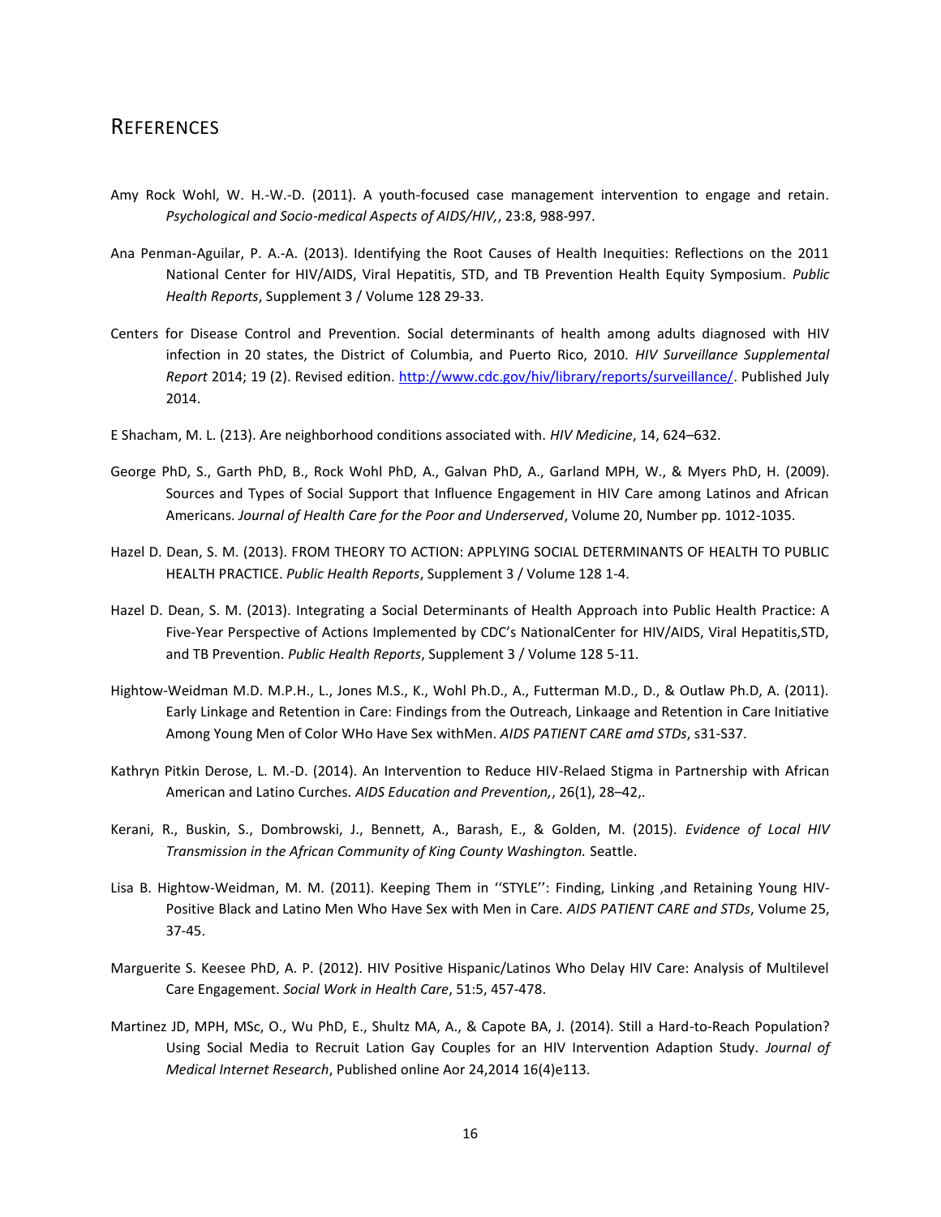# References

Amy Rock Wohl, W. H.-W.-D. (2011). A youth-focused case management intervention to engage and retain. *Psychological and Socio-medical Aspects of AIDS/HIV,*, 23:8, 988-997.

Ana Penman-Aguilar, P. A.-A. (2013). Identifying the Root Causes of Health Inequities: Reflections on the 2011 National Center for HIV/AIDS, Viral Hepatitis, STD, and TB Prevention Health Equity Symposium. *Public Health Reports*, Supplement 3 / Volume 128 29-33.

Centers for Disease Control and Prevention. Social determinants of health among adults diagnosed with HIV infection in 20 states, the District of Columbia, and Puerto Rico, 2010. *HIV Surveillance Supplemental Report* 2014; 19 (2). Revised edition. http://www.cdc.gov/hiv/library/reports/surveillance/. Published July 2014.

E Shacham, M. L. (213). Are neighborhood conditions associated with. *HIV Medicine*, 14, 624–632.

George PhD, S., Garth PhD, B., Rock Wohl PhD, A., Galvan PhD, A., Garland MPH, W., & Myers PhD, H. (2009). Sources and Types of Social Support that Influence Engagement in HIV Care among Latinos and African Americans. *Journal of Health Care for the Poor and Underserved*, Volume 20, Number pp. 1012-1035.

Hazel D. Dean, S. M. (2013). FROM THEORY TO ACTION: APPLYING SOCIAL DETERMINANTS OF HEALTH TO PUBLIC HEALTH PRACTICE. *Public Health Reports*, Supplement 3 / Volume 128 1-4.

Hazel D. Dean, S. M. (2013). Integrating a Social Determinants of Health Approach into Public Health Practice: A Five-Year Perspective of Actions Implemented by CDC's NationalCenter for HIV/AIDS, Viral Hepatitis,STD, and TB Prevention. *Public Health Reports*, Supplement 3 / Volume 128 5-11.

Hightow-Weidman M.D. M.P.H., L., Jones M.S., K., Wohl Ph.D., A., Futterman M.D., D., & Outlaw Ph.D, A. (2011). Early Linkage and Retention in Care: Findings from the Outreach, Linkaage and Retention in Care Initiative Among Young Men of Color WHo Have Sex withMen. *AIDS PATIENT CARE amd STDs*, s31-S37.

Kathryn Pitkin Derose, L. M.-D. (2014). An Intervention to Reduce HIV-Relaed Stigma in Partnership with African American and Latino Curches. *AIDS Education and Prevention,*, 26(1), 28–42,.

Kerani, R., Buskin, S., Dombrowski, J., Bennett, A., Barash, E., & Golden, M. (2015). *Evidence of Local HIV Transmission in the African Community of King County Washington.* Seattle.

Lisa B. Hightow-Weidman, M. M. (2011). Keeping Them in ''STYLE'': Finding, Linking ,and Retaining Young HIV-Positive Black and Latino Men Who Have Sex with Men in Care. *AIDS PATIENT CARE and STDs*, Volume 25, 37-45.

Marguerite S. Keesee PhD, A. P. (2012). HIV Positive Hispanic/Latinos Who Delay HIV Care: Analysis of Multilevel Care Engagement. *Social Work in Health Care*, 51:5, 457-478.

Martinez JD, MPH, MSc, O., Wu PhD, E., Shultz MA, A., & Capote BA, J. (2014). Still a Hard-to-Reach Population? Using Social Media to Recruit Lation Gay Couples for an HIV Intervention Adaption Study. *Journal of Medical Internet Research*, Published online Aor 24,2014 16(4)e113.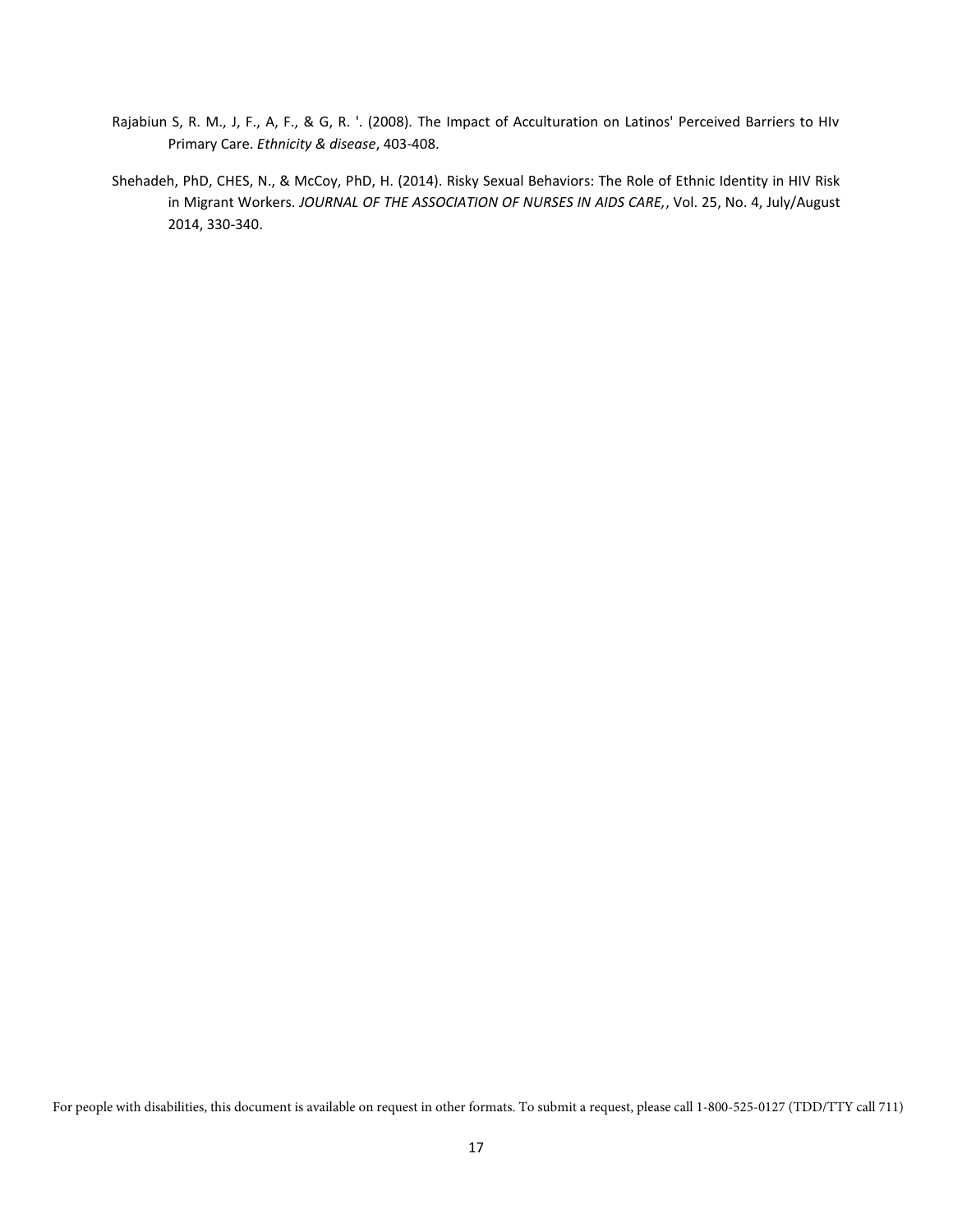Rajabiun S, R. M., J, F., A, F., & G, R. '. (2008). The Impact of Acculturation on Latinos' Perceived Barriers to HIv Primary Care. *Ethnicity & disease*, 403-408.

Shehadeh, PhD, CHES, N., & McCoy, PhD, H. (2014). Risky Sexual Behaviors: The Role of Ethnic Identity in HIV Risk in Migrant Workers. *JOURNAL OF THE ASSOCIATION OF NURSES IN AIDS CARE,*, Vol. 25, No. 4, July/August 2014, 330-340.

For people with disabilities, this document is available on request in other formats. To submit a request, please call 1-800-525-0127 (TDD/TTY call 711)